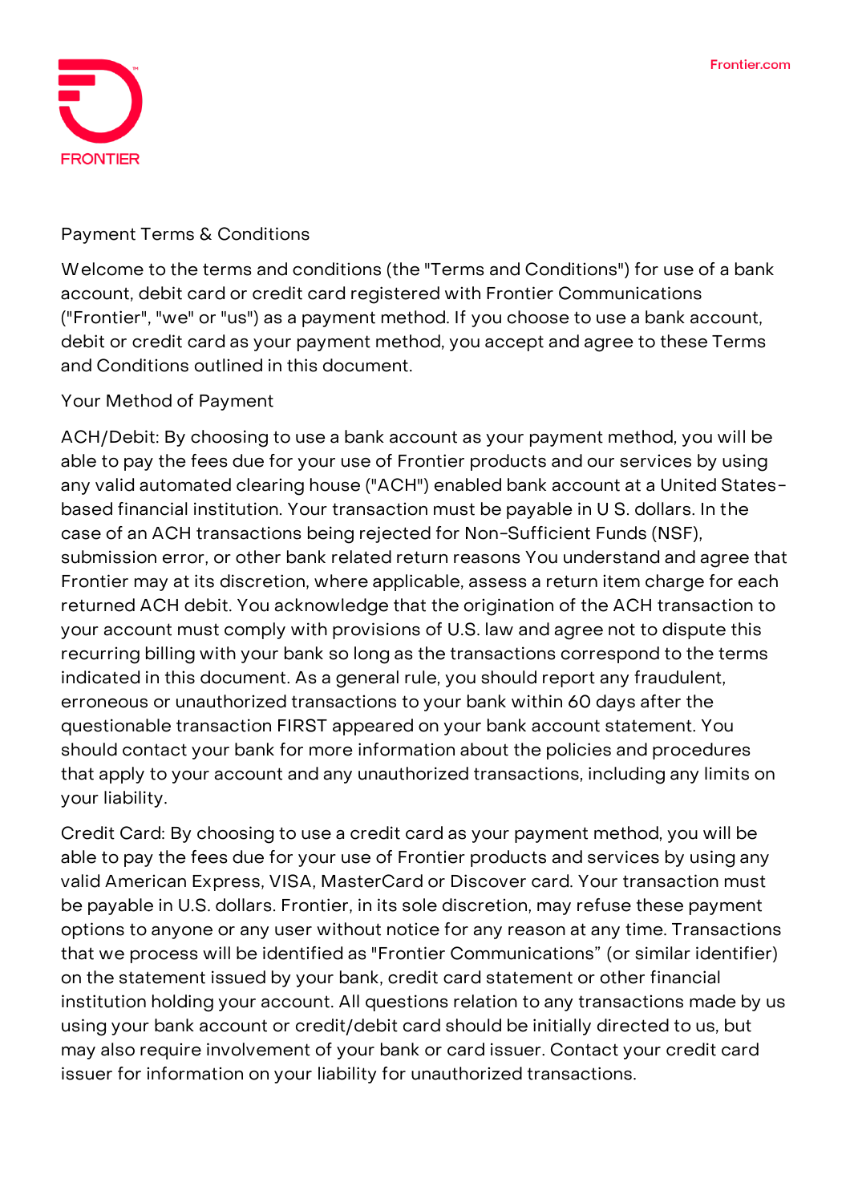# Payment Terms & Conditions

Welcome to the terms and conditions (the "Terms and Conditions") for use of a bank account, debit card or credit card registered with Frontier Communications ("Frontier", "we" or "us") as a payment method. If you choose to use a bank account, debit or credit card as your payment method, you accept and agree to these Terms and Conditions outlined in this document.

## Your Method of Payment

ACH/Debit: By choosing to use a bank account as your payment method, you will be able to pay the fees due for your use of Frontier products and our services by using any valid automated clearing house ("ACH") enabled bank account at a United States-based financial institution. Your transaction must be payable in U S. dollars. In the case of an ACH transactions being rejected for Non-Sufficient Funds (NSF), submission error, or other bank related return reasons You understand and agree that Frontier may at its discretion, where applicable, assess a return item charge for each returned ACH debit. You acknowledge that the origination of the ACH transaction to your account must comply with provisions of U.S. law and agree not to dispute this recurring billing with your bank so long as the transactions correspond to the terms indicated in this document. As a general rule, you should report any fraudulent, erroneous or unauthorized transactions to your bank within 60 days after the questionable transaction FIRST appeared on your bank account statement. You should contact your bank for more information about the policies and procedures that apply to your account and any unauthorized transactions, including any limits on your liability.

Credit Card: By choosing to use a credit card as your payment method, you will be able to pay the fees due for your use of Frontier products and services by using any valid American Express, VISA, MasterCard or Discover card. Your transaction must be payable in U.S. dollars. Frontier, in its sole discretion, may refuse these payment options to anyone or any user without notice for any reason at any time. Transactions that we process will be identified as "Frontier Communications" (or similar identifier) on the statement issued by your bank, credit card statement or other financial institution holding your account. All questions relation to any transactions made by us using your bank account or credit/debit card should be initially directed to us, but may also require involvement of your bank or card issuer. Contact your credit card issuer for information on your liability for unauthorized transactions.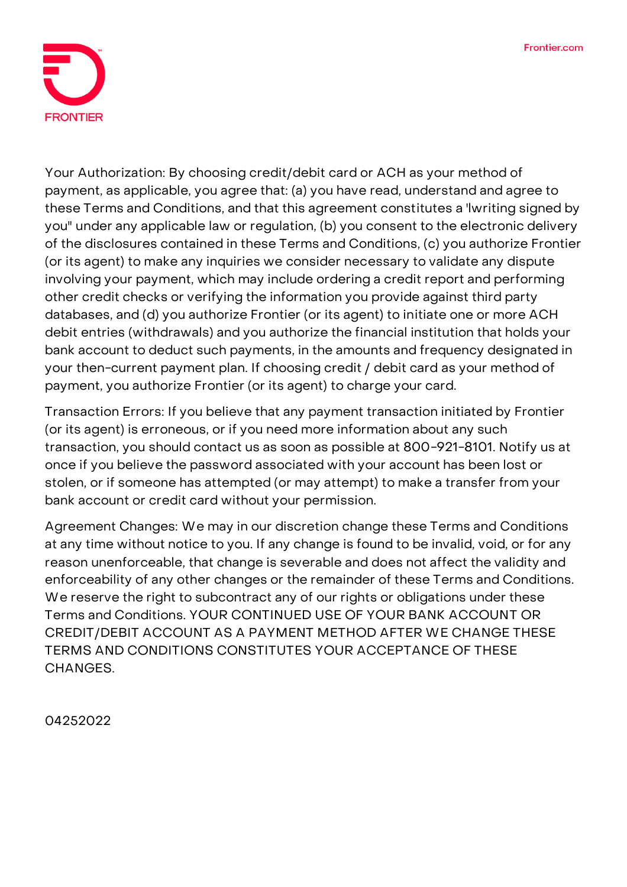Your Authorization: By choosing credit/debit card or ACH as your method of payment, as applicable, you agree that: (a) you have read, understand and agree to these Terms and Conditions, and that this agreement constitutes a 'lwriting signed by you" under any applicable law or regulation, (b) you consent to the electronic delivery of the disclosures contained in these Terms and Conditions, (c) you authorize Frontier (or its agent) to make any inquiries we consider necessary to validate any dispute involving your payment, which may include ordering a credit report and performing other credit checks or verifying the information you provide against third party databases, and (d) you authorize Frontier (or its agent) to initiate one or more ACH debit entries (withdrawals) and you authorize the financial institution that holds your bank account to deduct such payments, in the amounts and frequency designated in your then-current payment plan. If choosing credit / debit card as your method of payment, you authorize Frontier (or its agent) to charge your card.

Transaction Errors: If you believe that any payment transaction initiated by Frontier (or its agent) is erroneous, or if you need more information about any such transaction, you should contact us as soon as possible at 800-921-8101. Notify us at once if you believe the password associated with your account has been lost or stolen, or if someone has attempted (or may attempt) to make a transfer from your bank account or credit card without your permission.

Agreement Changes: We may in our discretion change these Terms and Conditions at any time without notice to you. If any change is found to be invalid, void, or for any reason unenforceable, that change is severable and does not affect the validity and enforceability of any other changes or the remainder of these Terms and Conditions. We reserve the right to subcontract any of our rights or obligations under these Terms and Conditions. YOUR CONTINUED USE OF YOUR BANK ACCOUNT OR CREDIT/DEBIT ACCOUNT AS A PAYMENT METHOD AFTER WE CHANGE THESE TERMS AND CONDITIONS CONSTITUTES YOUR ACCEPTANCE OF THESE CHANGES.

04252022